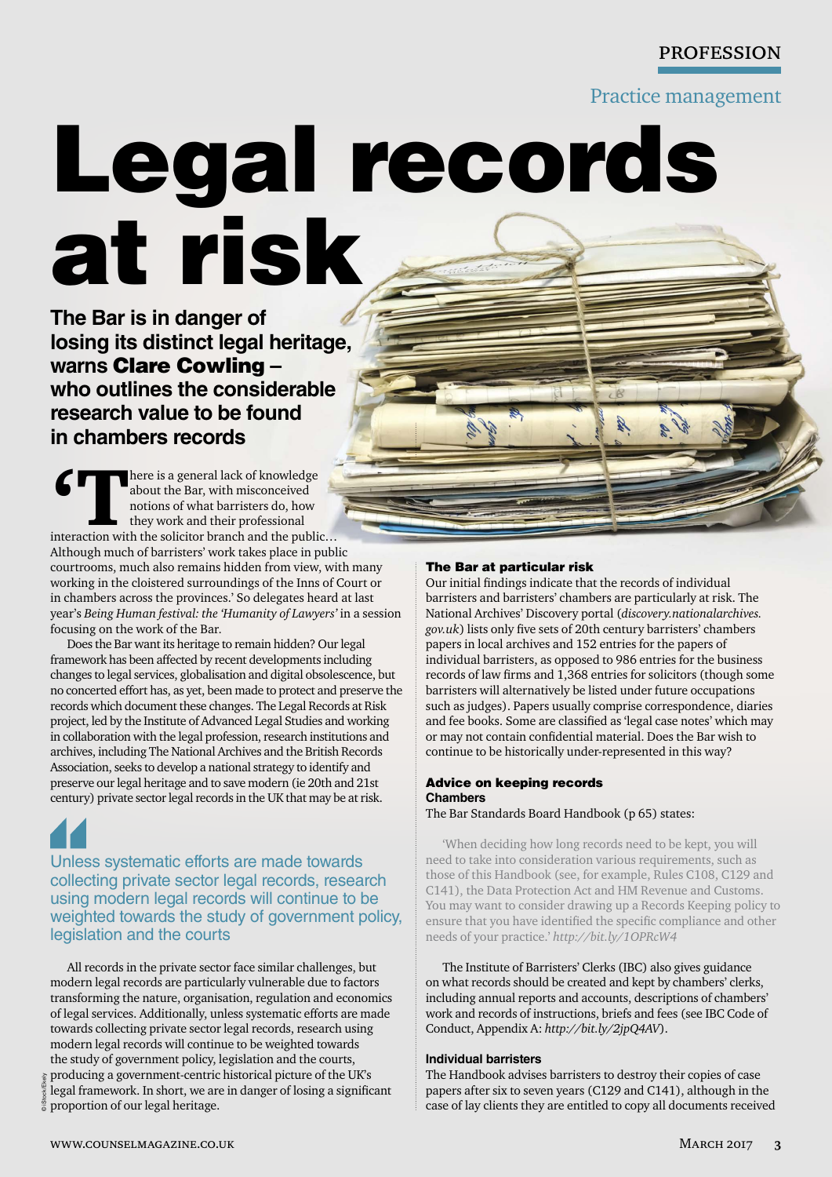PROFESSION

Practice management

# Legal records at risk

**The Bar is in danger of losing its distinct legal heritage, warns Clare Cowling – who outlines the considerable research value to be found in chambers records**

'There is a general lack of knowledge about the Bar, with misconceived notions of what barristers do, how they work and their professional interaction with the solicitor branch and the public… Although much of barristers' work takes place in public courtrooms, much also remains hidden from view, with many working in the cloistered surroundings of the Inns of Court or in chambers across the provinces.' So delegates heard at last year's *Being Human festival: the 'Humanity of Lawyers'* in a session focusing on the work of the Bar.

Does the Bar want its heritage to remain hidden? Our legal framework has been affected by recent developments including changes to legal services, globalisation and digital obsolescence, but no concerted effort has, as yet, been made to protect and preserve the records which document these changes. The Legal Records at Risk project, led by the Institute of Advanced Legal Studies and working in collaboration with the legal profession, research institutions and archives, including The National Archives and the British Records Association, seeks to develop a national strategy to identify and preserve our legal heritage and to save modern (ie 20th and 21st century) private sector legal records in the UK that may be at risk.

> Unless systematic efforts are made towards collecting private sector legal records, research using modern legal records will continue to be weighted towards the study of government policy, legislation and the courts

All records in the private sector face similar challenges, but modern legal records are particularly vulnerable due to factors transforming the nature, organisation, regulation and economics of legal services. Additionally, unless systematic efforts are made towards collecting private sector legal records, research using modern legal records will continue to be weighted towards the study of government policy, legislation and the courts, producing a government-centric historical picture of the UK's legal framework. In short, we are in danger of losing a significant proportion of our legal heritage.

### The Bar at particular risk

Our initial findings indicate that the records of individual barristers and barristers' chambers are particularly at risk. The National Archives' Discovery portal (*discovery.nationalarchives.gov.uk*) lists only five sets of 20th century barristers' chambers papers in local archives and 152 entries for the papers of individual barristers, as opposed to 986 entries for the business records of law firms and 1,368 entries for solicitors (though some barristers will alternatively be listed under future occupations such as judges). Papers usually comprise correspondence, diaries and fee books. Some are classified as 'legal case notes' which may or may not contain confidential material. Does the Bar wish to continue to be historically under-represented in this way?

### Advice on keeping records

#### Chambers

The Bar Standards Board Handbook (p 65) states:

> 'When deciding how long records need to be kept, you will need to take into consideration various requirements, such as those of this Handbook (see, for example, Rules C108, C129 and C141), the Data Protection Act and HM Revenue and Customs. You may want to consider drawing up a Records Keeping policy to ensure that you have identified the specific compliance and other needs of your practice.' *http://bit.ly/1OPRcW4*

The Institute of Barristers' Clerks (IBC) also gives guidance on what records should be created and kept by chambers' clerks, including annual reports and accounts, descriptions of chambers' work and records of instructions, briefs and fees (see IBC Code of Conduct, Appendix A: *http://bit.ly/2jpQ4AV*).

#### Individual barristers

The Handbook advises barristers to destroy their copies of case papers after six to seven years (C129 and C141), although in the case of lay clients they are entitled to copy all documents received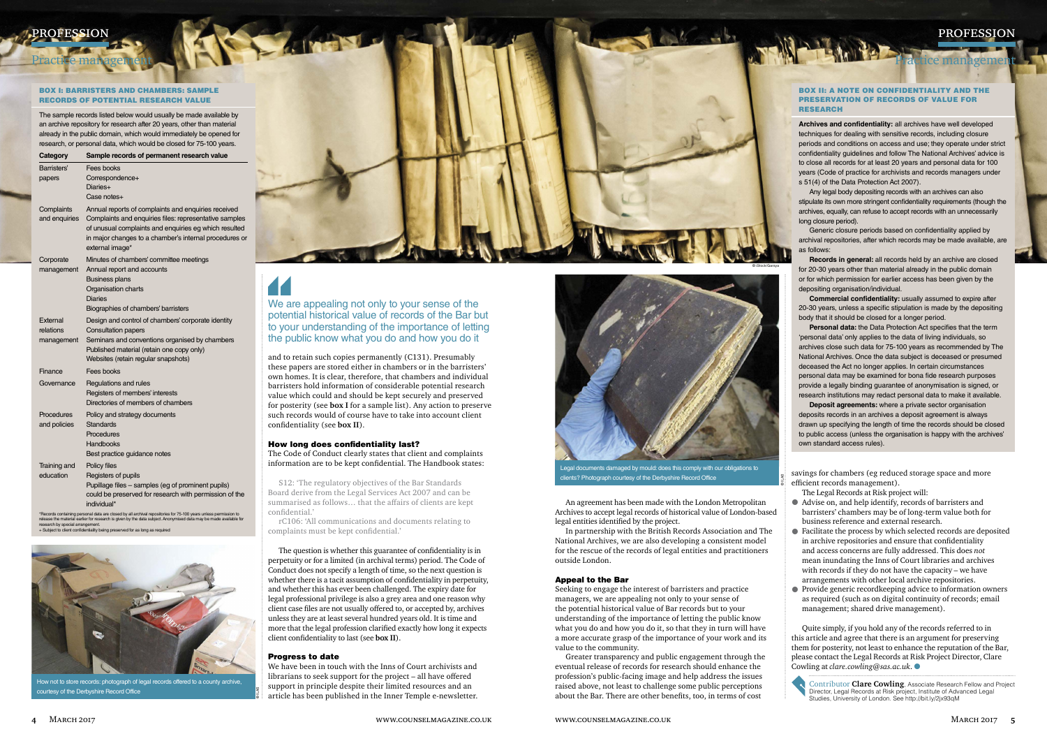## BOX I: BARRISTERS AND CHAMBERS: SAMPLE RECORDS OF POTENTIAL RESEARCH VALUE

The sample records listed below would usually be made available by an archive repository for research after 20 years, other than material already in the public domain, which would immediately be opened for research, or personal data, which would be closed for 75-100 years.

| Category | Sample records of permanent research value |
|---|---|
| Barristers' papers | Fees books<br>Correspondence+<br>Diaries+<br>Case notes+ |
| Complaints and enquiries | Annual reports of complaints and enquiries received<br>Complaints and enquiries files: representative samples of unusual complaints and enquiries eg which resulted in major changes to a chamber's internal procedures or external image* |
| Corporate management | Minutes of chambers' committee meetings<br>Annual report and accounts<br>Business plans<br>Organisation charts<br>Diaries<br>Biographies of chambers' barristers |
| External relations management | Design and control of chambers' corporate identity<br>Consultation papers<br>Seminars and conventions organised by chambers<br>Published material (retain one copy only)<br>Websites (retain regular snapshots) |
| Finance | Fees books |
| Governance | Regulations and rules<br>Registers of members' interests<br>Directories of members of chambers |
| Procedures and policies | Policy and strategy documents<br>Standards<br>Procedures<br>Handbooks<br>Best practice guidance notes |
| Training and education | Policy files<br>Registers of pupils<br>Pupillage files – samples (eg of prominent pupils) could be preserved for research with permission of the individual* |

*Records containing personal data are closed by all archival repositories for 75-100 years unless permission to release the material earlier for research is given by the data subject. Anonymised data may be made available for research by special arrangement.
+ Subject to client confidentiality being preserved for as long as required

How not to store records: photograph of legal records offered to a county archive, courtesy of the Derbyshire Record Office

> We are appealing not only to your sense of the potential historical value of records of the Bar but to your understanding of the importance of letting the public know what you do and how you do it

and to retain such copies permanently (C131). Presumably these papers are stored either in chambers or in the barristers' own homes. It is clear, therefore, that chambers and individual barristers hold information of considerable potential research value which could and should be kept securely and preserved for posterity (see **box I** for a sample list). Any action to preserve such records would of course have to take into account client confidentiality (see **box II**).

### How long does confidentiality last?

The Code of Conduct clearly states that client and complaints information are to be kept confidential. The Handbook states:

> S12: 'The regulatory objectives of the Bar Standards Board derive from the Legal Services Act 2007 and can be summarised as follows… that the affairs of clients are kept confidential.'
>
> rC106: 'All communications and documents relating to complaints must be kept confidential.'

The question is whether this guarantee of confidentiality is in perpetuity or for a limited (in archival terms) period. The Code of Conduct does not specify a length of time, so the next question is whether there is a tacit assumption of confidentiality in perpetuity, and whether this has ever been challenged. The expiry date for legal professional privilege is also a grey area and one reason why client case files are not usually offered to, or accepted by, archives unless they are at least several hundred years old. It is time and more that the legal profession clarified exactly how long it expects client confidentiality to last (see **box II**).

### Progress to date

We have been in touch with the Inns of Court archivists and librarians to seek support for the project – all have offered support in principle despite their limited resources and an article has been published in the Inner Temple e-newsletter.

Legal documents damaged by mould: does this comply with our obligations to clients? Photograph courtesy of the Derbyshire Record Office

An agreement has been made with the London Metropolitan Archives to accept legal records of historical value of London-based legal entities identified by the project.

In partnership with the British Records Association and The National Archives, we are also developing a consistent model for the rescue of the records of legal entities and practitioners outside London.

### Appeal to the Bar

Seeking to engage the interest of barristers and practice managers, we are appealing not only to your sense of the potential historical value of Bar records but to your understanding of the importance of letting the public know what you do and how you do it, so that they in turn will have a more accurate grasp of the importance of your work and its value to the community.

Greater transparency and public engagement through the eventual release of records for research should enhance the profession's public-facing image and help address the issues raised above, not least to challenge some public perceptions about the Bar. There are other benefits, too, in terms of cost savings for chambers (eg reduced storage space and more efficient records management).

## BOX II: A NOTE ON CONFIDENTIALITY AND THE PRESERVATION OF RECORDS OF VALUE FOR RESEARCH

**Archives and confidentiality:** all archives have well developed techniques for dealing with sensitive records, including closure periods and conditions on access and use; they operate under strict confidentiality guidelines and follow The National Archives' advice is to close all records for at least 20 years and personal data for 100 years (Code of practice for archivists and records managers under s 51(4) of the Data Protection Act 2007).

Any legal body depositing records with an archives can also stipulate its own more stringent confidentiality requirements (though the archives, equally, can refuse to accept records with an unnecessarily long closure period).

Generic closure periods based on confidentiality applied by archival repositories, after which records may be made available, are as follows:

**Records in general:** all records held by an archive are closed for 20-30 years other than material already in the public domain or for which permission for earlier access has been given by the depositing organisation/individual.

**Commercial confidentiality:** usually assumed to expire after 20-30 years, unless a specific stipulation is made by the depositing body that it should be closed for a longer period.

**Personal data:** the Data Protection Act specifies that the term 'personal data' only applies to the data of living individuals, so archives close such data for 75-100 years as recommended by The National Archives. Once the data subject is deceased or presumed deceased the Act no longer applies. In certain circumstances personal data may be examined for bona fide research purposes provide a legally binding guarantee of anonymisation is signed, or research institutions may redact personal data to make it available.

**Deposit agreements:** where a private sector organisation deposits records in an archives a deposit agreement is always drawn up specifying the length of time the records should be closed to public access (unless the organisation is happy with the archives' own standard access rules).

The Legal Records at Risk project will:

- Advise on, and help identify, records of barristers and barristers' chambers may be of long-term value both for business reference and external research.
- Facilitate the process by which selected records are deposited in archive repositories and ensure that confidentiality and access concerns are fully addressed. This does *not* mean inundating the Inns of Court libraries and archives with records if they do not have the capacity – we have arrangements with other local archive repositories.
- Provide generic recordkeeping advice to information owners as required (such as on digital continuity of records; email management; shared drive management).

Quite simply, if you hold any of the records referred to in this article and agree that there is an argument for preserving them for posterity, not least to enhance the reputation of the Bar, please contact the Legal Records at Risk Project Director, Clare Cowling at *clare.cowling@sas.ac.uk*.

Contributor **Clare Cowling**, Associate Research Fellow and Project Director, Legal Records at Risk project, Institute of Advanced Legal Studies, University of London. See http://bit.ly/2jx93qM